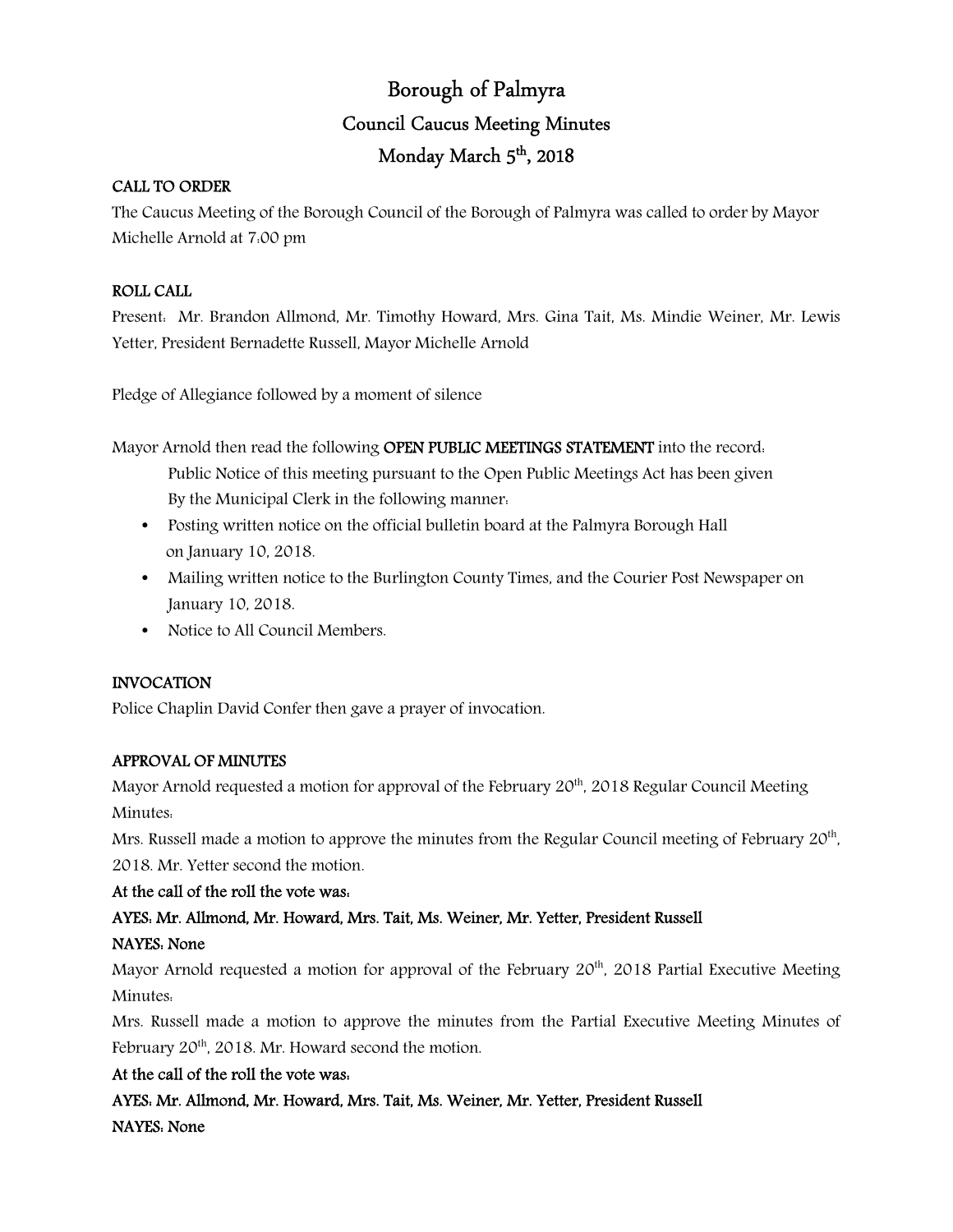# Borough of Palmyra

## Council Caucus Meeting Minutes

## Monday March 5th, 2018

**CALL TO ORDER**

The Caucus Meeting of the Borough Council of the Borough of Palmyra was called to order by Mayor Michelle Arnold at 7:00 pm

**ROLL CALL**

Present: Mr. Brandon Allmond, Mr. Timothy Howard, Mrs. Gina Tait, Ms. Mindie Weiner, Mr. Lewis Yetter, President Bernadette Russell, Mayor Michelle Arnold

Pledge of Allegiance followed by a moment of silence

Mayor Arnold then read the following **OPEN PUBLIC MEETINGS STATEMENT** into the record:

Public Notice of this meeting pursuant to the Open Public Meetings Act has been given By the Municipal Clerk in the following manner:

- Posting written notice on the official bulletin board at the Palmyra Borough Hall on January 10, 2018.
- Mailing written notice to the Burlington County Times, and the Courier Post Newspaper on January 10, 2018.
- Notice to All Council Members.

**INVOCATION**

Police Chaplin David Confer then gave a prayer of invocation.

**APPROVAL OF MINUTES**

Mayor Arnold requested a motion for approval of the February 20th, 2018 Regular Council Meeting Minutes:

Mrs. Russell made a motion to approve the minutes from the Regular Council meeting of February 20th, 2018. Mr. Yetter second the motion.

**At the call of the roll the vote was:**

**AYES: Mr. Allmond, Mr. Howard, Mrs. Tait, Ms. Weiner, Mr. Yetter, President Russell**

**NAYES: None**

Mayor Arnold requested a motion for approval of the February 20th, 2018 Partial Executive Meeting Minutes:

Mrs. Russell made a motion to approve the minutes from the Partial Executive Meeting Minutes of February 20th, 2018. Mr. Howard second the motion.

**At the call of the roll the vote was:**

**AYES: Mr. Allmond, Mr. Howard, Mrs. Tait, Ms. Weiner, Mr. Yetter, President Russell**

**NAYES: None**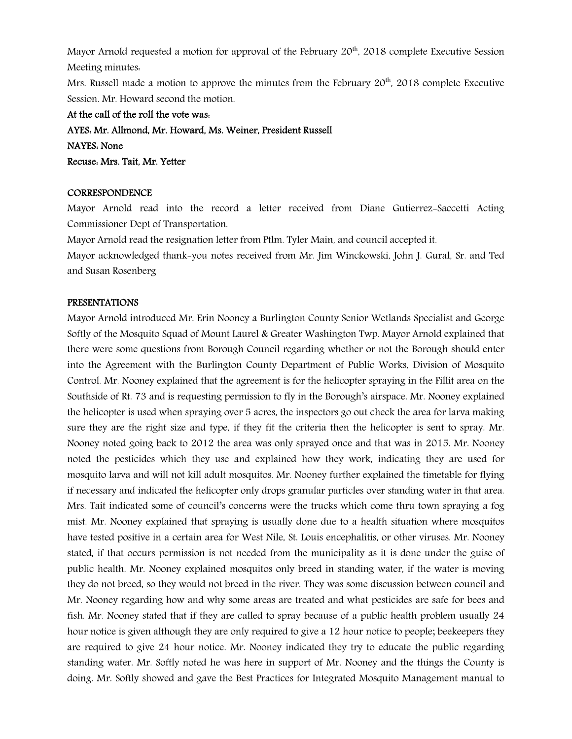Mayor Arnold requested a motion for approval of the February 20th, 2018 complete Executive Session Meeting minutes:

Mrs. Russell made a motion to approve the minutes from the February 20th, 2018 complete Executive Session. Mr. Howard second the motion.

**At the call of the roll the vote was:**

**AYES: Mr. Allmond, Mr. Howard, Ms. Weiner, President Russell**

**NAYES: None**

**Recuse: Mrs. Tait, Mr. Yetter**

**CORRESPONDENCE**

Mayor Arnold read into the record a letter received from Diane Gutierrez-Saccetti Acting Commissioner Dept of Transportation.

Mayor Arnold read the resignation letter from Ptlm. Tyler Main, and council accepted it.

Mayor acknowledged thank-you notes received from Mr. Jim Winckowski, John J. Gural, Sr. and Ted and Susan Rosenberg

**PRESENTATIONS**

Mayor Arnold introduced Mr. Erin Nooney a Burlington County Senior Wetlands Specialist and George Softly of the Mosquito Squad of Mount Laurel & Greater Washington Twp. Mayor Arnold explained that there were some questions from Borough Council regarding whether or not the Borough should enter into the Agreement with the Burlington County Department of Public Works, Division of Mosquito Control. Mr. Nooney explained that the agreement is for the helicopter spraying in the Fillit area on the Southside of Rt. 73 and is requesting permission to fly in the Borough's airspace. Mr. Nooney explained the helicopter is used when spraying over 5 acres, the inspectors go out check the area for larva making sure they are the right size and type, if they fit the criteria then the helicopter is sent to spray. Mr. Nooney noted going back to 2012 the area was only sprayed once and that was in 2015. Mr. Nooney noted the pesticides which they use and explained how they work, indicating they are used for mosquito larva and will not kill adult mosquitos. Mr. Nooney further explained the timetable for flying if necessary and indicated the helicopter only drops granular particles over standing water in that area. Mrs. Tait indicated some of council's concerns were the trucks which come thru town spraying a fog mist. Mr. Nooney explained that spraying is usually done due to a health situation where mosquitos have tested positive in a certain area for West Nile, St. Louis encephalitis, or other viruses. Mr. Nooney stated, if that occurs permission is not needed from the municipality as it is done under the guise of public health. Mr. Nooney explained mosquitos only breed in standing water, if the water is moving they do not breed, so they would not breed in the river. They was some discussion between council and Mr. Nooney regarding how and why some areas are treated and what pesticides are safe for bees and fish. Mr. Nooney stated that if they are called to spray because of a public health problem usually 24 hour notice is given although they are only required to give a 12 hour notice to people; beekeepers they are required to give 24 hour notice. Mr. Nooney indicated they try to educate the public regarding standing water. Mr. Softly noted he was here in support of Mr. Nooney and the things the County is doing. Mr. Softly showed and gave the Best Practices for Integrated Mosquito Management manual to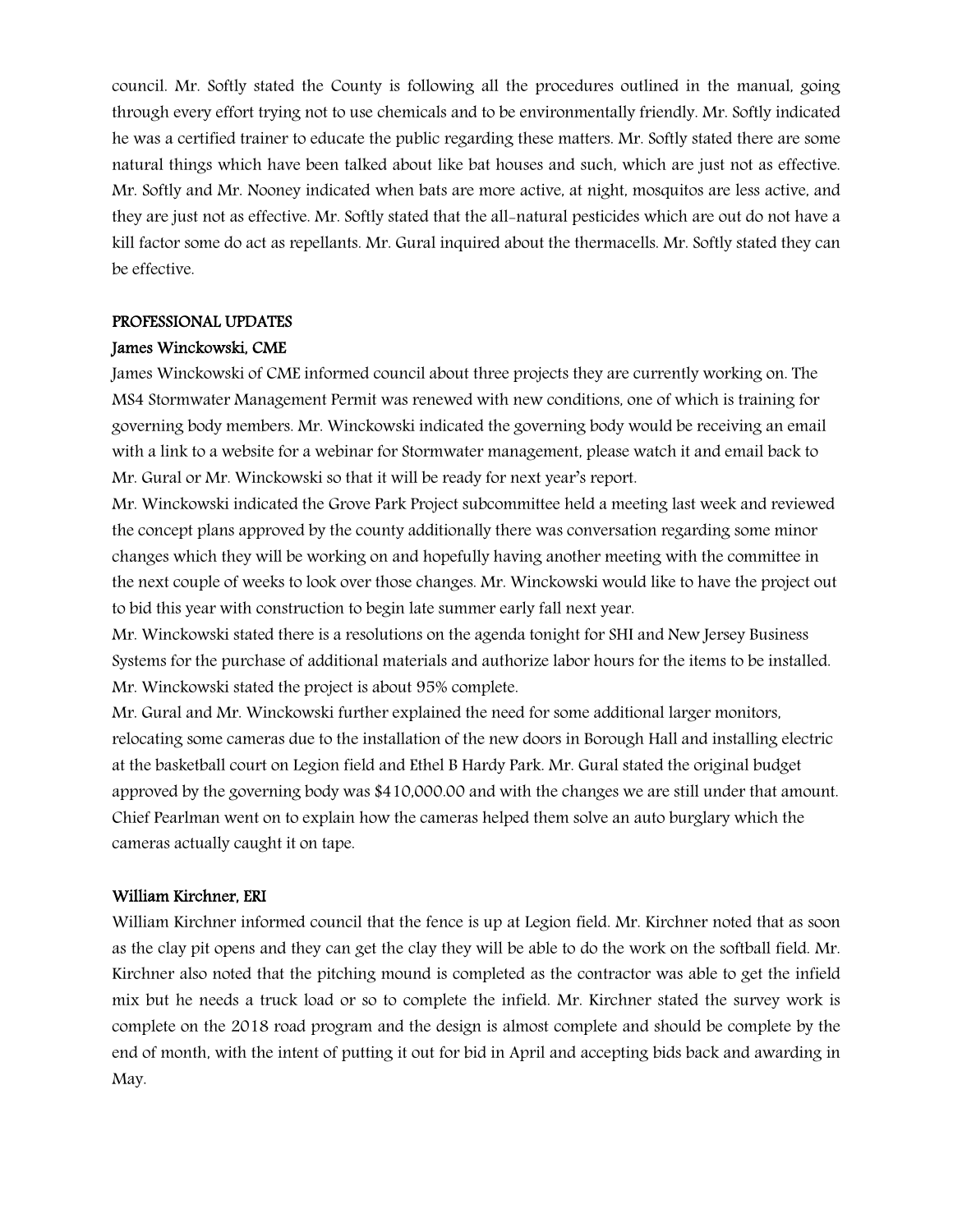council. Mr. Softly stated the County is following all the procedures outlined in the manual, going through every effort trying not to use chemicals and to be environmentally friendly. Mr. Softly indicated he was a certified trainer to educate the public regarding these matters. Mr. Softly stated there are some natural things which have been talked about like bat houses and such, which are just not as effective. Mr. Softly and Mr. Nooney indicated when bats are more active, at night, mosquitos are less active, and they are just not as effective. Mr. Softly stated that the all-natural pesticides which are out do not have a kill factor some do act as repellants. Mr. Gural inquired about the thermacells. Mr. Softly stated they can be effective.

**PROFESSIONAL UPDATES**

**James Winckowski, CME**

James Winckowski of CME informed council about three projects they are currently working on. The MS4 Stormwater Management Permit was renewed with new conditions, one of which is training for governing body members. Mr. Winckowski indicated the governing body would be receiving an email with a link to a website for a webinar for Stormwater management, please watch it and email back to Mr. Gural or Mr. Winckowski so that it will be ready for next year's report.

Mr. Winckowski indicated the Grove Park Project subcommittee held a meeting last week and reviewed the concept plans approved by the county additionally there was conversation regarding some minor changes which they will be working on and hopefully having another meeting with the committee in the next couple of weeks to look over those changes. Mr. Winckowski would like to have the project out to bid this year with construction to begin late summer early fall next year.

Mr. Winckowski stated there is a resolutions on the agenda tonight for SHI and New Jersey Business Systems for the purchase of additional materials and authorize labor hours for the items to be installed. Mr. Winckowski stated the project is about 95% complete.

Mr. Gural and Mr. Winckowski further explained the need for some additional larger monitors, relocating some cameras due to the installation of the new doors in Borough Hall and installing electric at the basketball court on Legion field and Ethel B Hardy Park. Mr. Gural stated the original budget approved by the governing body was $410,000.00 and with the changes we are still under that amount. Chief Pearlman went on to explain how the cameras helped them solve an auto burglary which the cameras actually caught it on tape.

**William Kirchner, ERI**

William Kirchner informed council that the fence is up at Legion field. Mr. Kirchner noted that as soon as the clay pit opens and they can get the clay they will be able to do the work on the softball field. Mr. Kirchner also noted that the pitching mound is completed as the contractor was able to get the infield mix but he needs a truck load or so to complete the infield. Mr. Kirchner stated the survey work is complete on the 2018 road program and the design is almost complete and should be complete by the end of month, with the intent of putting it out for bid in April and accepting bids back and awarding in May.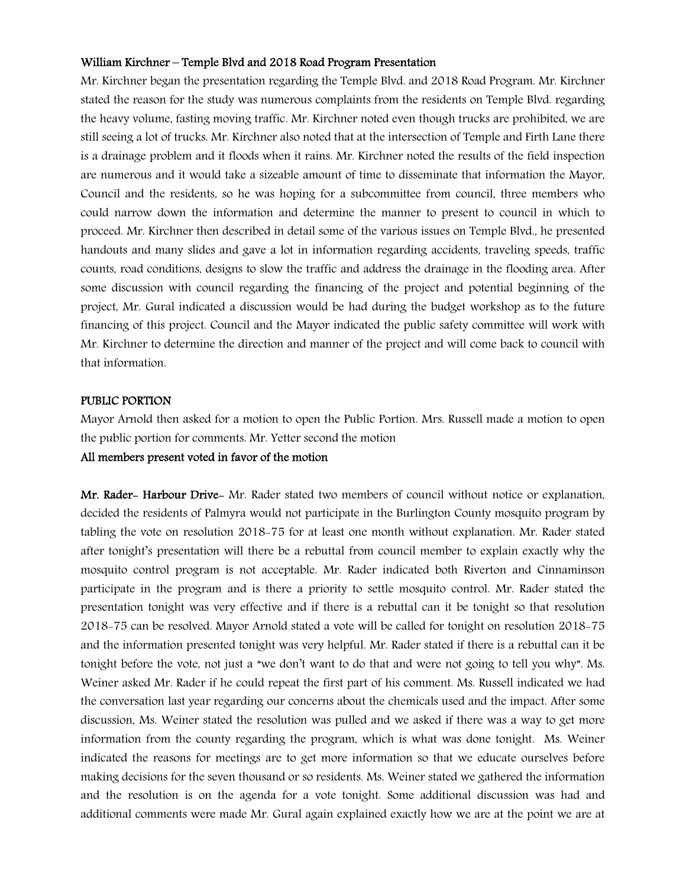**William Kirchner – Temple Blvd and 2018 Road Program Presentation**

Mr. Kirchner began the presentation regarding the Temple Blvd. and 2018 Road Program. Mr. Kirchner stated the reason for the study was numerous complaints from the residents on Temple Blvd. regarding the heavy volume, fasting moving traffic. Mr. Kirchner noted even though trucks are prohibited, we are still seeing a lot of trucks. Mr. Kirchner also noted that at the intersection of Temple and Firth Lane there is a drainage problem and it floods when it rains. Mr. Kirchner noted the results of the field inspection are numerous and it would take a sizeable amount of time to disseminate that information the Mayor, Council and the residents, so he was hoping for a subcommittee from council, three members who could narrow down the information and determine the manner to present to council in which to proceed. Mr. Kirchner then described in detail some of the various issues on Temple Blvd., he presented handouts and many slides and gave a lot in information regarding accidents, traveling speeds, traffic counts, road conditions, designs to slow the traffic and address the drainage in the flooding area. After some discussion with council regarding the financing of the project and potential beginning of the project, Mr. Gural indicated a discussion would be had during the budget workshop as to the future financing of this project. Council and the Mayor indicated the public safety committee will work with Mr. Kirchner to determine the direction and manner of the project and will come back to council with that information.

**PUBLIC PORTION**

Mayor Arnold then asked for a motion to open the Public Portion. Mrs. Russell made a motion to open the public portion for comments. Mr. Yetter second the motion

**All members present voted in favor of the motion**

**Mr. Rader- Harbour Drive-** Mr. Rader stated two members of council without notice or explanation, decided the residents of Palmyra would not participate in the Burlington County mosquito program by tabling the vote on resolution 2018-75 for at least one month without explanation. Mr. Rader stated after tonight's presentation will there be a rebuttal from council member to explain exactly why the mosquito control program is not acceptable. Mr. Rader indicated both Riverton and Cinnaminson participate in the program and is there a priority to settle mosquito control. Mr. Rader stated the presentation tonight was very effective and if there is a rebuttal can it be tonight so that resolution 2018-75 can be resolved. Mayor Arnold stated a vote will be called for tonight on resolution 2018-75 and the information presented tonight was very helpful. Mr. Rader stated if there is a rebuttal can it be tonight before the vote, not just a "we don't want to do that and were not going to tell you why". Ms. Weiner asked Mr. Rader if he could repeat the first part of his comment. Ms. Russell indicated we had the conversation last year regarding our concerns about the chemicals used and the impact. After some discussion, Ms. Weiner stated the resolution was pulled and we asked if there was a way to get more information from the county regarding the program, which is what was done tonight. Ms. Weiner indicated the reasons for meetings are to get more information so that we educate ourselves before making decisions for the seven thousand or so residents. Ms. Weiner stated we gathered the information and the resolution is on the agenda for a vote tonight. Some additional discussion was had and additional comments were made Mr. Gural again explained exactly how we are at the point we are at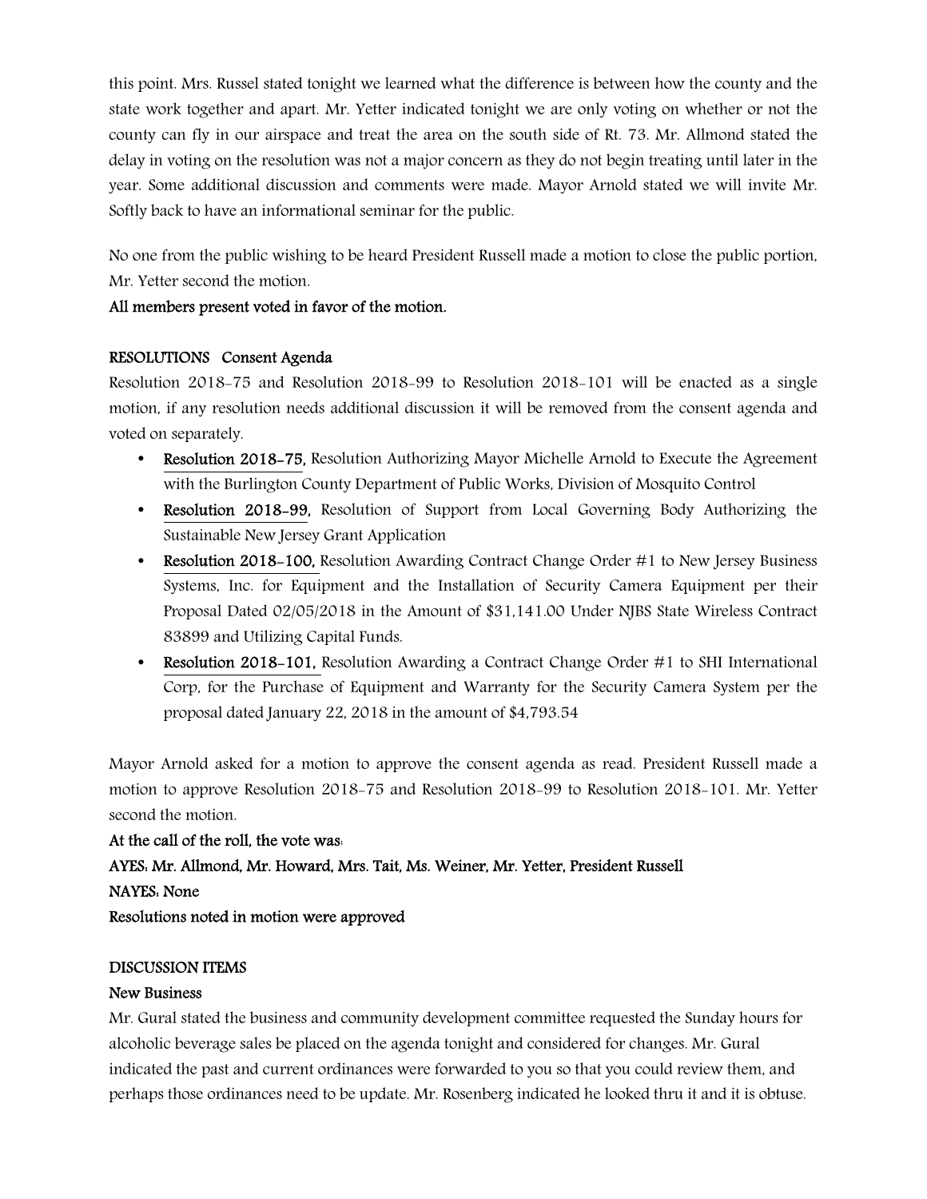this point. Mrs. Russel stated tonight we learned what the difference is between how the county and the state work together and apart. Mr. Yetter indicated tonight we are only voting on whether or not the county can fly in our airspace and treat the area on the south side of Rt. 73. Mr. Allmond stated the delay in voting on the resolution was not a major concern as they do not begin treating until later in the year. Some additional discussion and comments were made. Mayor Arnold stated we will invite Mr. Softly back to have an informational seminar for the public.

No one from the public wishing to be heard President Russell made a motion to close the public portion, Mr. Yetter second the motion.

**All members present voted in favor of the motion.**

**RESOLUTIONS Consent Agenda**

Resolution 2018-75 and Resolution 2018-99 to Resolution 2018-101 will be enacted as a single motion, if any resolution needs additional discussion it will be removed from the consent agenda and voted on separately.

- **Resolution 2018-75,** Resolution Authorizing Mayor Michelle Arnold to Execute the Agreement with the Burlington County Department of Public Works, Division of Mosquito Control
- **Resolution 2018-99,** Resolution of Support from Local Governing Body Authorizing the Sustainable New Jersey Grant Application
- **Resolution 2018-100,** Resolution Awarding Contract Change Order #1 to New Jersey Business Systems, Inc. for Equipment and the Installation of Security Camera Equipment per their Proposal Dated 02/05/2018 in the Amount of $31,141.00 Under NJBS State Wireless Contract 83899 and Utilizing Capital Funds.
- **Resolution 2018-101,** Resolution Awarding a Contract Change Order #1 to SHI International Corp, for the Purchase of Equipment and Warranty for the Security Camera System per the proposal dated January 22, 2018 in the amount of $4,793.54

Mayor Arnold asked for a motion to approve the consent agenda as read. President Russell made a motion to approve Resolution 2018-75 and Resolution 2018-99 to Resolution 2018-101. Mr. Yetter second the motion.

**At the call of the roll, the vote was:**

**AYES: Mr. Allmond, Mr. Howard, Mrs. Tait, Ms. Weiner, Mr. Yetter, President Russell**

**NAYES: None**

**Resolutions noted in motion were approved**

**DISCUSSION ITEMS**

**New Business**

Mr. Gural stated the business and community development committee requested the Sunday hours for alcoholic beverage sales be placed on the agenda tonight and considered for changes. Mr. Gural indicated the past and current ordinances were forwarded to you so that you could review them, and perhaps those ordinances need to be update. Mr. Rosenberg indicated he looked thru it and it is obtuse.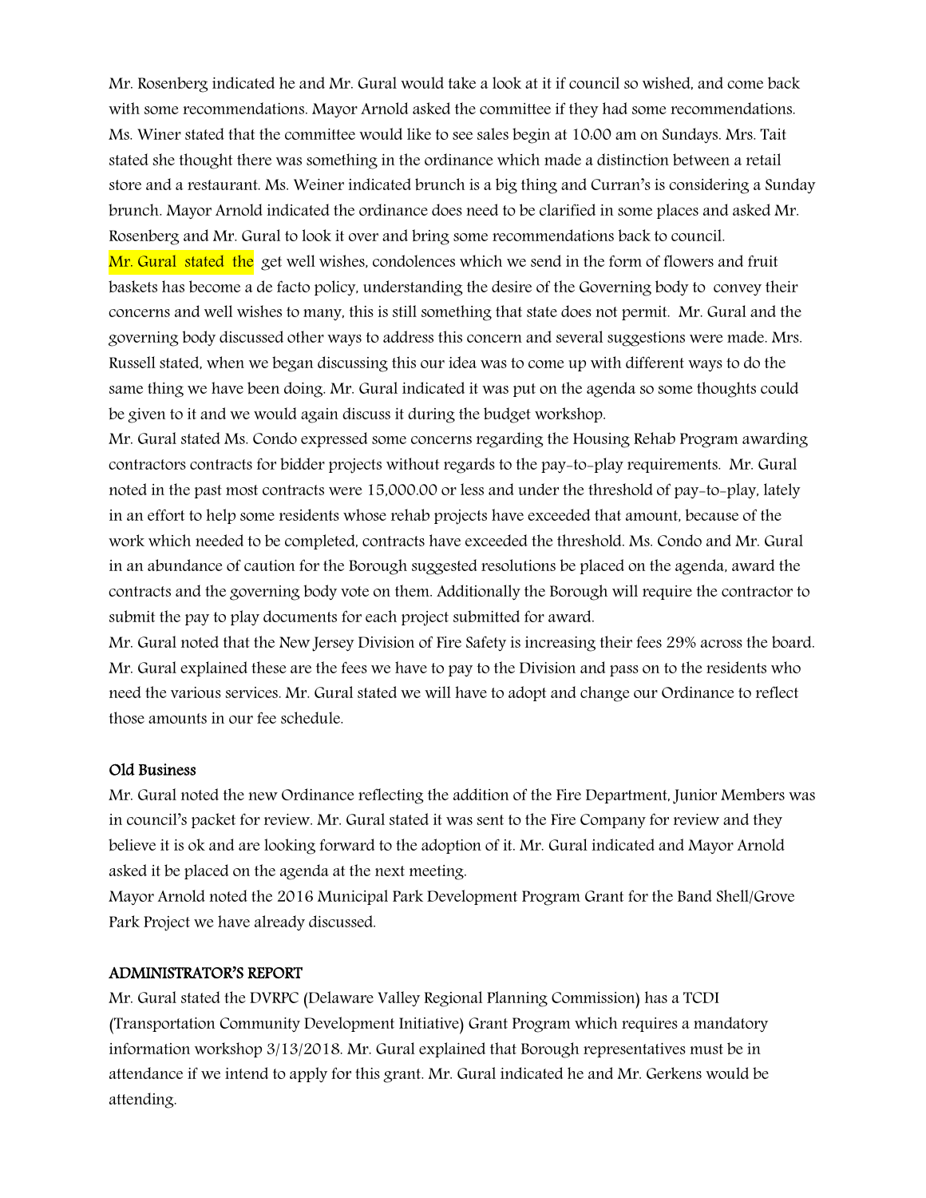Mr. Rosenberg indicated he and Mr. Gural would take a look at it if council so wished, and come back with some recommendations. Mayor Arnold asked the committee if they had some recommendations. Ms. Winer stated that the committee would like to see sales begin at 10:00 am on Sundays. Mrs. Tait stated she thought there was something in the ordinance which made a distinction between a retail store and a restaurant. Ms. Weiner indicated brunch is a big thing and Curran's is considering a Sunday brunch. Mayor Arnold indicated the ordinance does need to be clarified in some places and asked Mr. Rosenberg and Mr. Gural to look it over and bring some recommendations back to council.

Mr. Gural stated the get well wishes, condolences which we send in the form of flowers and fruit baskets has become a de facto policy, understanding the desire of the Governing body to convey their concerns and well wishes to many, this is still something that state does not permit. Mr. Gural and the governing body discussed other ways to address this concern and several suggestions were made. Mrs. Russell stated, when we began discussing this our idea was to come up with different ways to do the same thing we have been doing. Mr. Gural indicated it was put on the agenda so some thoughts could be given to it and we would again discuss it during the budget workshop.

Mr. Gural stated Ms. Condo expressed some concerns regarding the Housing Rehab Program awarding contractors contracts for bidder projects without regards to the pay-to-play requirements. Mr. Gural noted in the past most contracts were 15,000.00 or less and under the threshold of pay-to-play, lately in an effort to help some residents whose rehab projects have exceeded that amount, because of the work which needed to be completed, contracts have exceeded the threshold. Ms. Condo and Mr. Gural in an abundance of caution for the Borough suggested resolutions be placed on the agenda, award the contracts and the governing body vote on them. Additionally the Borough will require the contractor to submit the pay to play documents for each project submitted for award.

Mr. Gural noted that the New Jersey Division of Fire Safety is increasing their fees 29% across the board. Mr. Gural explained these are the fees we have to pay to the Division and pass on to the residents who need the various services. Mr. Gural stated we will have to adopt and change our Ordinance to reflect those amounts in our fee schedule.

## Old Business

Mr. Gural noted the new Ordinance reflecting the addition of the Fire Department, Junior Members was in council's packet for review. Mr. Gural stated it was sent to the Fire Company for review and they believe it is ok and are looking forward to the adoption of it. Mr. Gural indicated and Mayor Arnold asked it be placed on the agenda at the next meeting.

Mayor Arnold noted the 2016 Municipal Park Development Program Grant for the Band Shell/Grove Park Project we have already discussed.

## ADMINISTRATOR'S REPORT

Mr. Gural stated the DVRPC (Delaware Valley Regional Planning Commission) has a TCDI (Transportation Community Development Initiative) Grant Program which requires a mandatory information workshop 3/13/2018. Mr. Gural explained that Borough representatives must be in attendance if we intend to apply for this grant. Mr. Gural indicated he and Mr. Gerkens would be attending.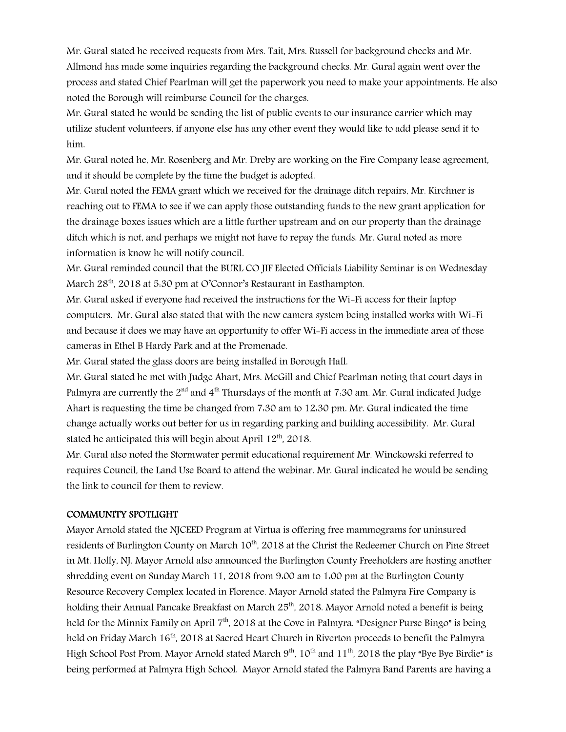Mr. Gural stated he received requests from Mrs. Tait, Mrs. Russell for background checks and Mr. Allmond has made some inquiries regarding the background checks. Mr. Gural again went over the process and stated Chief Pearlman will get the paperwork you need to make your appointments. He also noted the Borough will reimburse Council for the charges.

Mr. Gural stated he would be sending the list of public events to our insurance carrier which may utilize student volunteers, if anyone else has any other event they would like to add please send it to him.

Mr. Gural noted he, Mr. Rosenberg and Mr. Dreby are working on the Fire Company lease agreement, and it should be complete by the time the budget is adopted.

Mr. Gural noted the FEMA grant which we received for the drainage ditch repairs, Mr. Kirchner is reaching out to FEMA to see if we can apply those outstanding funds to the new grant application for the drainage boxes issues which are a little further upstream and on our property than the drainage ditch which is not, and perhaps we might not have to repay the funds. Mr. Gural noted as more information is know he will notify council.

Mr. Gural reminded council that the BURL CO JIF Elected Officials Liability Seminar is on Wednesday March 28th, 2018 at 5:30 pm at O'Connor's Restaurant in Easthampton.

Mr. Gural asked if everyone had received the instructions for the Wi-Fi access for their laptop computers. Mr. Gural also stated that with the new camera system being installed works with Wi-Fi and because it does we may have an opportunity to offer Wi-Fi access in the immediate area of those cameras in Ethel B Hardy Park and at the Promenade.

Mr. Gural stated the glass doors are being installed in Borough Hall.

Mr. Gural stated he met with Judge Ahart, Mrs. McGill and Chief Pearlman noting that court days in Palmyra are currently the 2nd and 4th Thursdays of the month at 7:30 am. Mr. Gural indicated Judge Ahart is requesting the time be changed from 7:30 am to 12:30 pm. Mr. Gural indicated the time change actually works out better for us in regarding parking and building accessibility. Mr. Gural stated he anticipated this will begin about April 12th, 2018.

Mr. Gural also noted the Stormwater permit educational requirement Mr. Winckowski referred to requires Council, the Land Use Board to attend the webinar. Mr. Gural indicated he would be sending the link to council for them to review.

## COMMUNITY SPOTLIGHT

Mayor Arnold stated the NJCEED Program at Virtua is offering free mammograms for uninsured residents of Burlington County on March 10th, 2018 at the Christ the Redeemer Church on Pine Street in Mt. Holly, NJ. Mayor Arnold also announced the Burlington County Freeholders are hosting another shredding event on Sunday March 11, 2018 from 9:00 am to 1:00 pm at the Burlington County Resource Recovery Complex located in Florence. Mayor Arnold stated the Palmyra Fire Company is holding their Annual Pancake Breakfast on March 25th, 2018. Mayor Arnold noted a benefit is being held for the Minnix Family on April 7th, 2018 at the Cove in Palmyra. "Designer Purse Bingo" is being held on Friday March 16th, 2018 at Sacred Heart Church in Riverton proceeds to benefit the Palmyra High School Post Prom. Mayor Arnold stated March 9th, 10th and 11th, 2018 the play "Bye Bye Birdie" is being performed at Palmyra High School. Mayor Arnold stated the Palmyra Band Parents are having a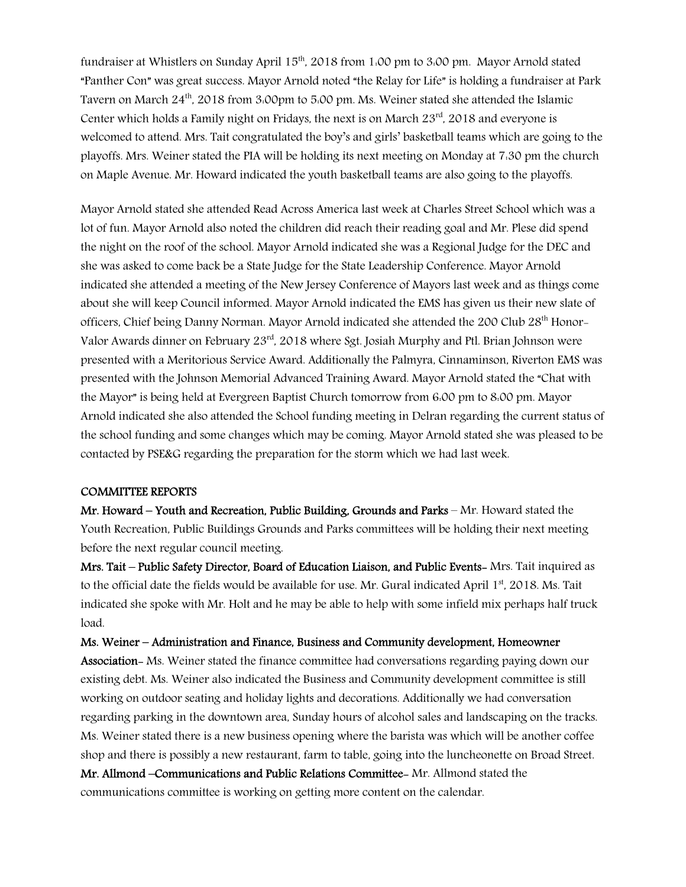fundraiser at Whistlers on Sunday April 15th, 2018 from 1:00 pm to 3:00 pm. Mayor Arnold stated "Panther Con" was great success. Mayor Arnold noted "the Relay for Life" is holding a fundraiser at Park Tavern on March 24th, 2018 from 3:00pm to 5:00 pm. Ms. Weiner stated she attended the Islamic Center which holds a Family night on Fridays, the next is on March 23rd, 2018 and everyone is welcomed to attend. Mrs. Tait congratulated the boy's and girls' basketball teams which are going to the playoffs. Mrs. Weiner stated the PIA will be holding its next meeting on Monday at 7:30 pm the church on Maple Avenue. Mr. Howard indicated the youth basketball teams are also going to the playoffs.

Mayor Arnold stated she attended Read Across America last week at Charles Street School which was a lot of fun. Mayor Arnold also noted the children did reach their reading goal and Mr. Plese did spend the night on the roof of the school. Mayor Arnold indicated she was a Regional Judge for the DEC and she was asked to come back be a State Judge for the State Leadership Conference. Mayor Arnold indicated she attended a meeting of the New Jersey Conference of Mayors last week and as things come about she will keep Council informed. Mayor Arnold indicated the EMS has given us their new slate of officers, Chief being Danny Norman. Mayor Arnold indicated she attended the 200 Club 28th Honor-Valor Awards dinner on February 23rd, 2018 where Sgt. Josiah Murphy and Ptl. Brian Johnson were presented with a Meritorious Service Award. Additionally the Palmyra, Cinnaminson, Riverton EMS was presented with the Johnson Memorial Advanced Training Award. Mayor Arnold stated the "Chat with the Mayor" is being held at Evergreen Baptist Church tomorrow from 6:00 pm to 8:00 pm. Mayor Arnold indicated she also attended the School funding meeting in Delran regarding the current status of the school funding and some changes which may be coming. Mayor Arnold stated she was pleased to be contacted by PSE&G regarding the preparation for the storm which we had last week.

**COMMITTEE REPORTS**

**Mr. Howard – Youth and Recreation, Public Building, Grounds and Parks** – Mr. Howard stated the Youth Recreation, Public Buildings Grounds and Parks committees will be holding their next meeting before the next regular council meeting.

**Mrs. Tait – Public Safety Director, Board of Education Liaison, and Public Events-** Mrs. Tait inquired as to the official date the fields would be available for use. Mr. Gural indicated April 1st, 2018. Ms. Tait indicated she spoke with Mr. Holt and he may be able to help with some infield mix perhaps half truck load.

**Ms. Weiner – Administration and Finance, Business and Community development, Homeowner Association-** Ms. Weiner stated the finance committee had conversations regarding paying down our existing debt. Ms. Weiner also indicated the Business and Community development committee is still working on outdoor seating and holiday lights and decorations. Additionally we had conversation regarding parking in the downtown area, Sunday hours of alcohol sales and landscaping on the tracks. Ms. Weiner stated there is a new business opening where the barista was which will be another coffee shop and there is possibly a new restaurant, farm to table, going into the luncheonette on Broad Street.

**Mr. Allmond –Communications and Public Relations Committee-** Mr. Allmond stated the communications committee is working on getting more content on the calendar.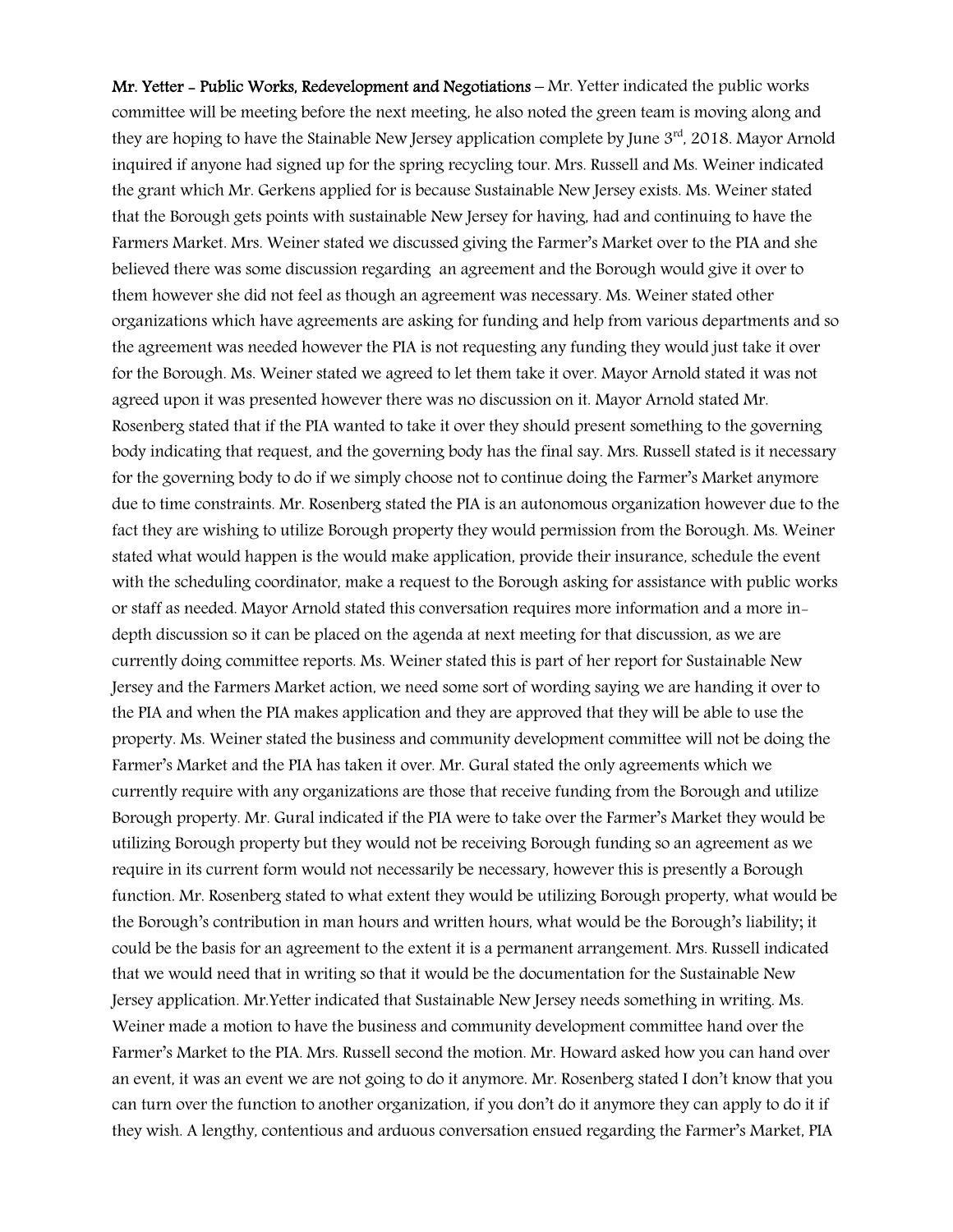**Mr. Yetter - Public Works, Redevelopment and Negotiations** – Mr. Yetter indicated the public works committee will be meeting before the next meeting, he also noted the green team is moving along and they are hoping to have the Stainable New Jersey application complete by June 3rd, 2018. Mayor Arnold inquired if anyone had signed up for the spring recycling tour. Mrs. Russell and Ms. Weiner indicated the grant which Mr. Gerkens applied for is because Sustainable New Jersey exists. Ms. Weiner stated that the Borough gets points with sustainable New Jersey for having, had and continuing to have the Farmers Market. Mrs. Weiner stated we discussed giving the Farmer's Market over to the PIA and she believed there was some discussion regarding an agreement and the Borough would give it over to them however she did not feel as though an agreement was necessary. Ms. Weiner stated other organizations which have agreements are asking for funding and help from various departments and so the agreement was needed however the PIA is not requesting any funding they would just take it over for the Borough. Ms. Weiner stated we agreed to let them take it over. Mayor Arnold stated it was not agreed upon it was presented however there was no discussion on it. Mayor Arnold stated Mr. Rosenberg stated that if the PIA wanted to take it over they should present something to the governing body indicating that request, and the governing body has the final say. Mrs. Russell stated is it necessary for the governing body to do if we simply choose not to continue doing the Farmer's Market anymore due to time constraints. Mr. Rosenberg stated the PIA is an autonomous organization however due to the fact they are wishing to utilize Borough property they would permission from the Borough. Ms. Weiner stated what would happen is the would make application, provide their insurance, schedule the event with the scheduling coordinator, make a request to the Borough asking for assistance with public works or staff as needed. Mayor Arnold stated this conversation requires more information and a more in-depth discussion so it can be placed on the agenda at next meeting for that discussion, as we are currently doing committee reports. Ms. Weiner stated this is part of her report for Sustainable New Jersey and the Farmers Market action, we need some sort of wording saying we are handing it over to the PIA and when the PIA makes application and they are approved that they will be able to use the property. Ms. Weiner stated the business and community development committee will not be doing the Farmer's Market and the PIA has taken it over. Mr. Gural stated the only agreements which we currently require with any organizations are those that receive funding from the Borough and utilize Borough property. Mr. Gural indicated if the PIA were to take over the Farmer's Market they would be utilizing Borough property but they would not be receiving Borough funding so an agreement as we require in its current form would not necessarily be necessary, however this is presently a Borough function. Mr. Rosenberg stated to what extent they would be utilizing Borough property, what would be the Borough's contribution in man hours and written hours, what would be the Borough's liability; it could be the basis for an agreement to the extent it is a permanent arrangement. Mrs. Russell indicated that we would need that in writing so that it would be the documentation for the Sustainable New Jersey application. Mr.Yetter indicated that Sustainable New Jersey needs something in writing. Ms. Weiner made a motion to have the business and community development committee hand over the Farmer's Market to the PIA. Mrs. Russell second the motion. Mr. Howard asked how you can hand over an event, it was an event we are not going to do it anymore. Mr. Rosenberg stated I don't know that you can turn over the function to another organization, if you don't do it anymore they can apply to do it if they wish. A lengthy, contentious and arduous conversation ensued regarding the Farmer's Market, PIA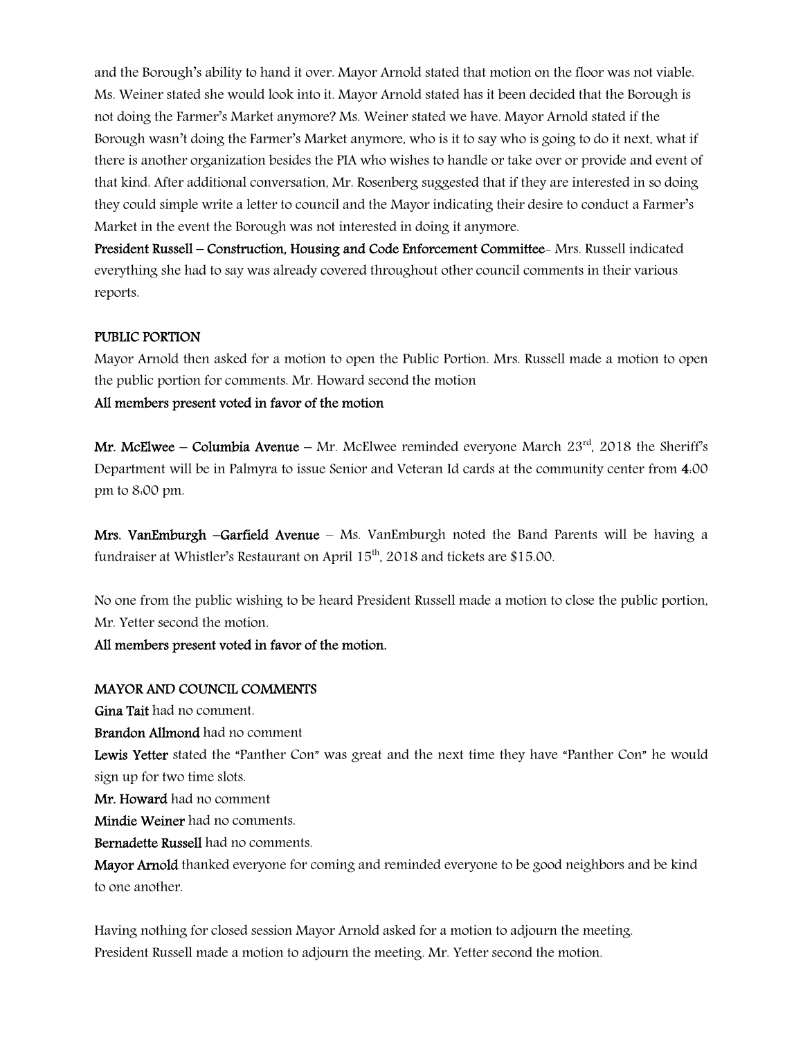and the Borough's ability to hand it over. Mayor Arnold stated that motion on the floor was not viable. Ms. Weiner stated she would look into it. Mayor Arnold stated has it been decided that the Borough is not doing the Farmer's Market anymore? Ms. Weiner stated we have. Mayor Arnold stated if the Borough wasn't doing the Farmer's Market anymore, who is it to say who is going to do it next, what if there is another organization besides the PIA who wishes to handle or take over or provide and event of that kind. After additional conversation, Mr. Rosenberg suggested that if they are interested in so doing they could simple write a letter to council and the Mayor indicating their desire to conduct a Farmer's Market in the event the Borough was not interested in doing it anymore.

**President Russell – Construction, Housing and Code Enforcement Committee**- Mrs. Russell indicated everything she had to say was already covered throughout other council comments in their various reports.

**PUBLIC PORTION**

Mayor Arnold then asked for a motion to open the Public Portion. Mrs. Russell made a motion to open the public portion for comments. Mr. Howard second the motion

**All members present voted in favor of the motion**

**Mr. McElwee – Columbia Avenue** – Mr. McElwee reminded everyone March 23rd, 2018 the Sheriff's Department will be in Palmyra to issue Senior and Veteran Id cards at the community center from **4**:00 pm to 8:00 pm.

**Mrs. VanEmburgh –Garfield Avenue** – Ms. VanEmburgh noted the Band Parents will be having a fundraiser at Whistler's Restaurant on April 15th, 2018 and tickets are $15.00.

No one from the public wishing to be heard President Russell made a motion to close the public portion, Mr. Yetter second the motion.

**All members present voted in favor of the motion.**

**MAYOR AND COUNCIL COMMENTS**

**Gina Tait** had no comment.

**Brandon Allmond** had no comment

**Lewis Yetter** stated the "Panther Con" was great and the next time they have "Panther Con" he would sign up for two time slots.

**Mr. Howard** had no comment

**Mindie Weiner** had no comments.

**Bernadette Russell** had no comments.

**Mayor Arnold** thanked everyone for coming and reminded everyone to be good neighbors and be kind to one another.

Having nothing for closed session Mayor Arnold asked for a motion to adjourn the meeting.
President Russell made a motion to adjourn the meeting. Mr. Yetter second the motion.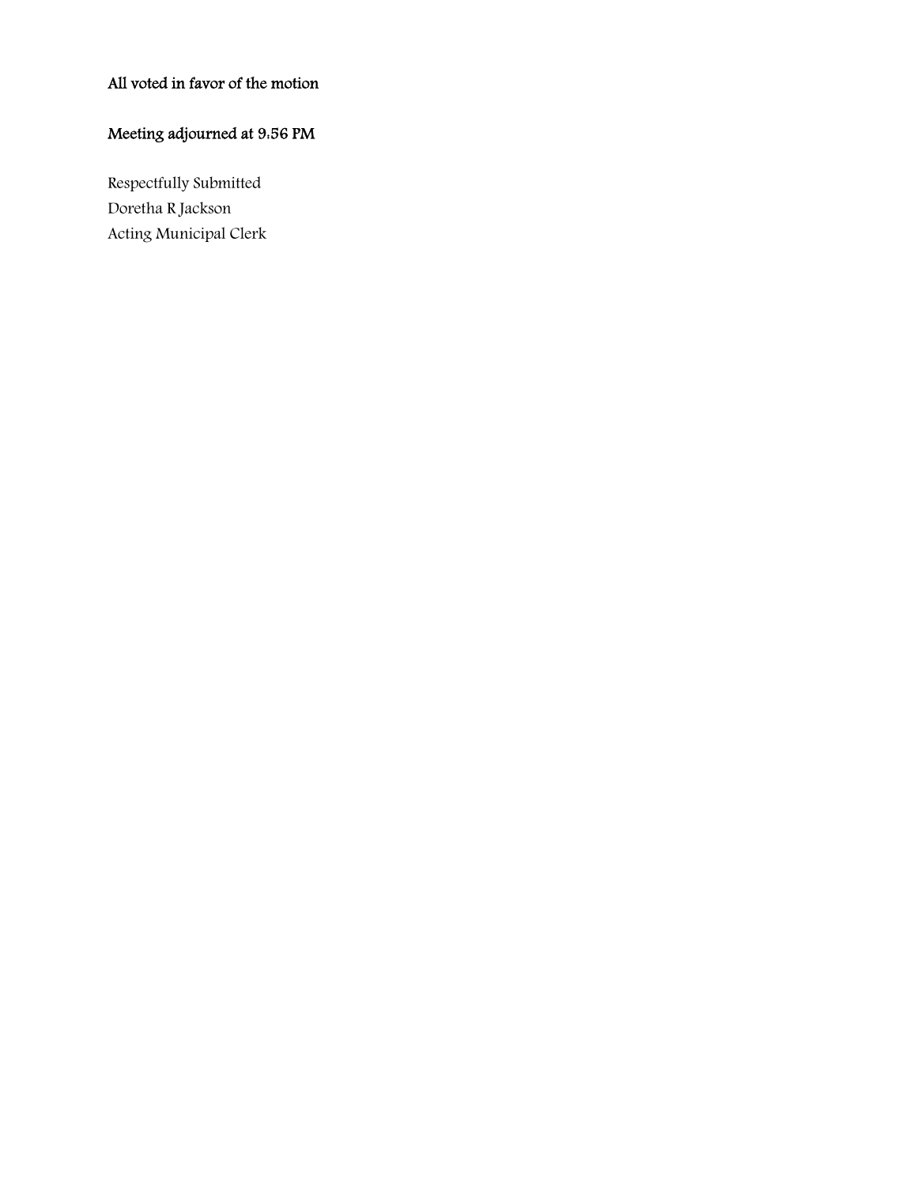**All voted in favor of the motion**

**Meeting adjourned at 9:56 PM**

Respectfully Submitted
Doretha R Jackson
Acting Municipal Clerk